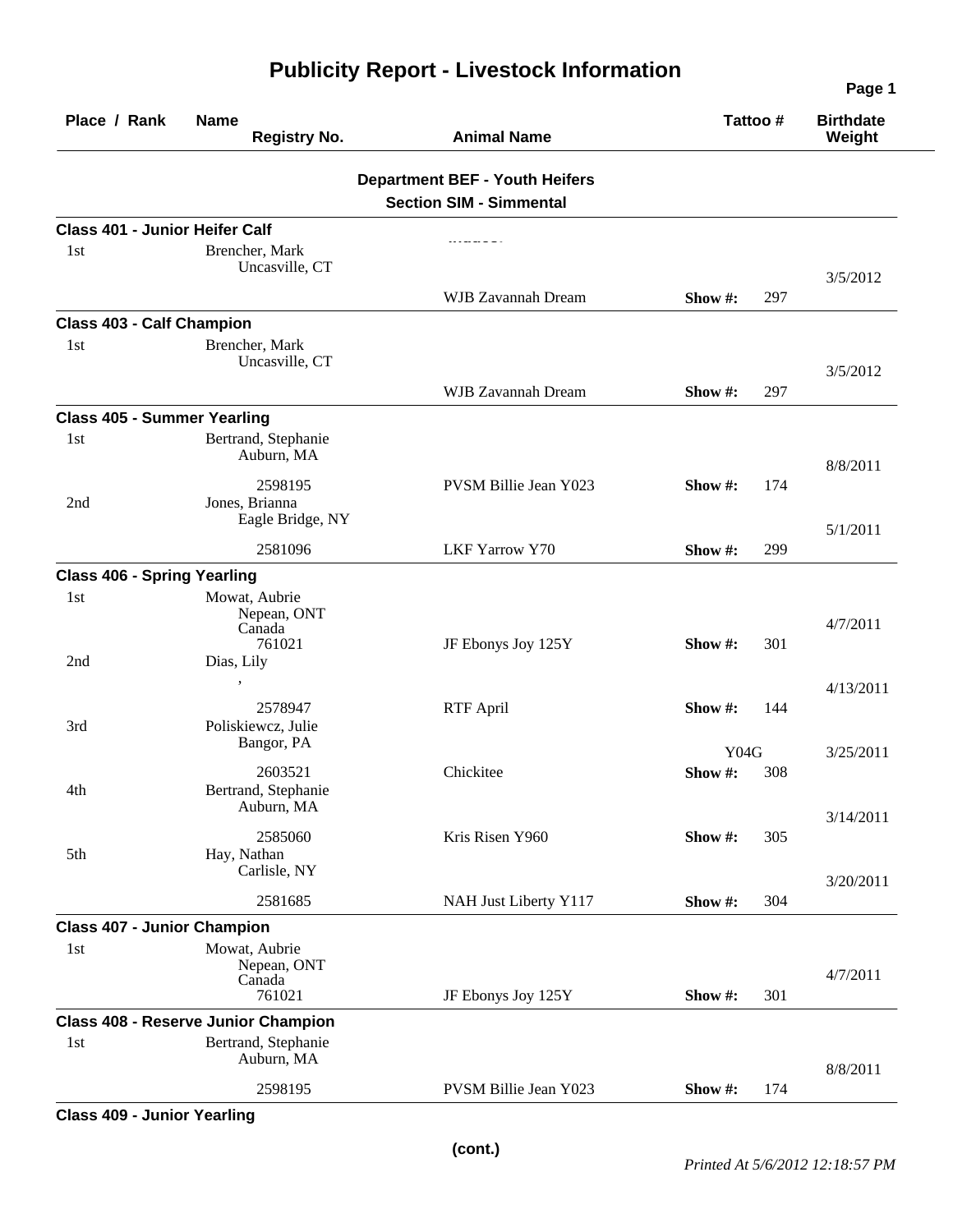# Publicity Report - Livestock Information

| Place / Rank | Name / Registry No. | Animal Name | Tattoo # | Birthdate / Weight |
|---|---|---|---|---|

## Department BEF - Youth Heifers

### Section SIM - Simmental

**Class 401 - Junior Heifer Calf**

| Place / Rank | Name / Registry No. | Animal Name | Tattoo # | Birthdate / Weight |
|---|---|---|---|---|
| 1st | Brencher, Mark<br>Uncasville, CT | WJB Zavannah Dream | Show #: 297 | 3/5/2012 |

**Class 403 - Calf Champion**

| Place / Rank | Name / Registry No. | Animal Name | Tattoo # | Birthdate / Weight |
|---|---|---|---|---|
| 1st | Brencher, Mark<br>Uncasville, CT | WJB Zavannah Dream | Show #: 297 | 3/5/2012 |

**Class 405 - Summer Yearling**

| Place / Rank | Name / Registry No. | Animal Name | Tattoo # | Birthdate / Weight |
|---|---|---|---|---|
| 1st | Bertrand, Stephanie<br>Auburn, MA<br>2598195 | PVSM Billie Jean Y023 | Show #: 174 | 8/8/2011 |
| 2nd | Jones, Brianna<br>Eagle Bridge, NY<br>2581096 | LKF Yarrow Y70 | Show #: 299 | 5/1/2011 |

**Class 406 - Spring Yearling**

| Place / Rank | Name / Registry No. | Animal Name | Tattoo # | Birthdate / Weight |
|---|---|---|---|---|
| 1st | Mowat, Aubrie<br>Nepean, ONT<br>Canada<br>761021 | JF Ebonys Joy 125Y | Show #: 301 | 4/7/2011 |
| 2nd | Dias, Lily<br>,<br>2578947 | RTF April | Show #: 144 | 4/13/2011 |
| 3rd | Poliskiewcz, Julie<br>Bangor, PA<br>2603521 | Chickitee | Y04G<br>Show #: 308 | 3/25/2011 |
| 4th | Bertrand, Stephanie<br>Auburn, MA<br>2585060 | Kris Risen Y960 | Show #: 305 | 3/14/2011 |
| 5th | Hay, Nathan<br>Carlisle, NY<br>2581685 | NAH Just Liberty Y117 | Show #: 304 | 3/20/2011 |

**Class 407 - Junior Champion**

| Place / Rank | Name / Registry No. | Animal Name | Tattoo # | Birthdate / Weight |
|---|---|---|---|---|
| 1st | Mowat, Aubrie<br>Nepean, ONT<br>Canada<br>761021 | JF Ebonys Joy 125Y | Show #: 301 | 4/7/2011 |

**Class 408 - Reserve Junior Champion**

| Place / Rank | Name / Registry No. | Animal Name | Tattoo # | Birthdate / Weight |
|---|---|---|---|---|
| 1st | Bertrand, Stephanie<br>Auburn, MA<br>2598195 | PVSM Billie Jean Y023 | Show #: 174 | 8/8/2011 |

**Class 409 - Junior Yearling**

(cont.)

*Printed At 5/6/2012 12:18:57 PM*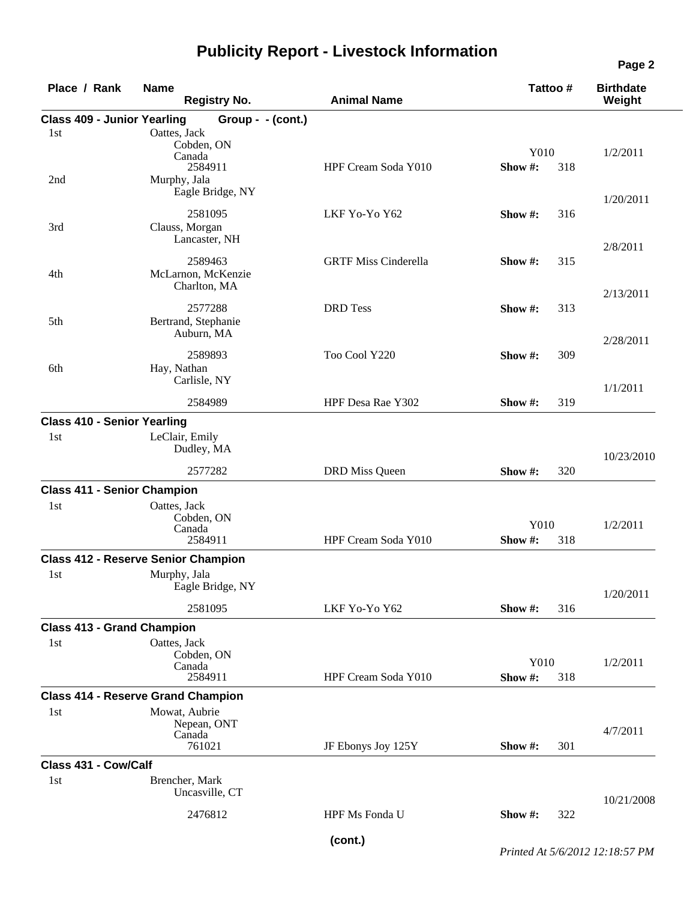# Publicity Report - Livestock Information

| Place / Rank | Name / Registry No. | Animal Name | Tattoo # | Birthdate / Weight |
|---|---|---|---|---|
| **Class 409 - Junior Yearling Group - - (cont.)** | | | | |
| 1st | Oattes, Jack<br>Cobden, ON<br>Canada<br>2584911 | HPF Cream Soda Y010 | Y010<br>Show #: 318 | 1/2/2011 |
| 2nd | Murphy, Jala<br>Eagle Bridge, NY<br>2581095 | LKF Yo-Yo Y62 | Show #: 316 | 1/20/2011 |
| 3rd | Clauss, Morgan<br>Lancaster, NH<br>2589463 | GRTF Miss Cinderella | Show #: 315 | 2/8/2011 |
| 4th | McLarnon, McKenzie<br>Charlton, MA<br>2577288 | DRD Tess | Show #: 313 | 2/13/2011 |
| 5th | Bertrand, Stephanie<br>Auburn, MA<br>2589893 | Too Cool Y220 | Show #: 309 | 2/28/2011 |
| 6th | Hay, Nathan<br>Carlisle, NY<br>2584989 | HPF Desa Rae Y302 | Show #: 319 | 1/1/2011 |
| **Class 410 - Senior Yearling** | | | | |
| 1st | LeClair, Emily<br>Dudley, MA<br>2577282 | DRD Miss Queen | Show #: 320 | 10/23/2010 |
| **Class 411 - Senior Champion** | | | | |
| 1st | Oattes, Jack<br>Cobden, ON<br>Canada<br>2584911 | HPF Cream Soda Y010 | Y010<br>Show #: 318 | 1/2/2011 |
| **Class 412 - Reserve Senior Champion** | | | | |
| 1st | Murphy, Jala<br>Eagle Bridge, NY<br>2581095 | LKF Yo-Yo Y62 | Show #: 316 | 1/20/2011 |
| **Class 413 - Grand Champion** | | | | |
| 1st | Oattes, Jack<br>Cobden, ON<br>Canada<br>2584911 | HPF Cream Soda Y010 | Y010<br>Show #: 318 | 1/2/2011 |
| **Class 414 - Reserve Grand Champion** | | | | |
| 1st | Mowat, Aubrie<br>Nepean, ONT<br>Canada<br>761021 | JF Ebonys Joy 125Y | Show #: 301 | 4/7/2011 |
| **Class 431 - Cow/Calf** | | | | |
| 1st | Brencher, Mark<br>Uncasville, CT<br>2476812 | HPF Ms Fonda U | Show #: 322 | 10/21/2008 |

(cont.)

*Printed At 5/6/2012 12:18:57 PM*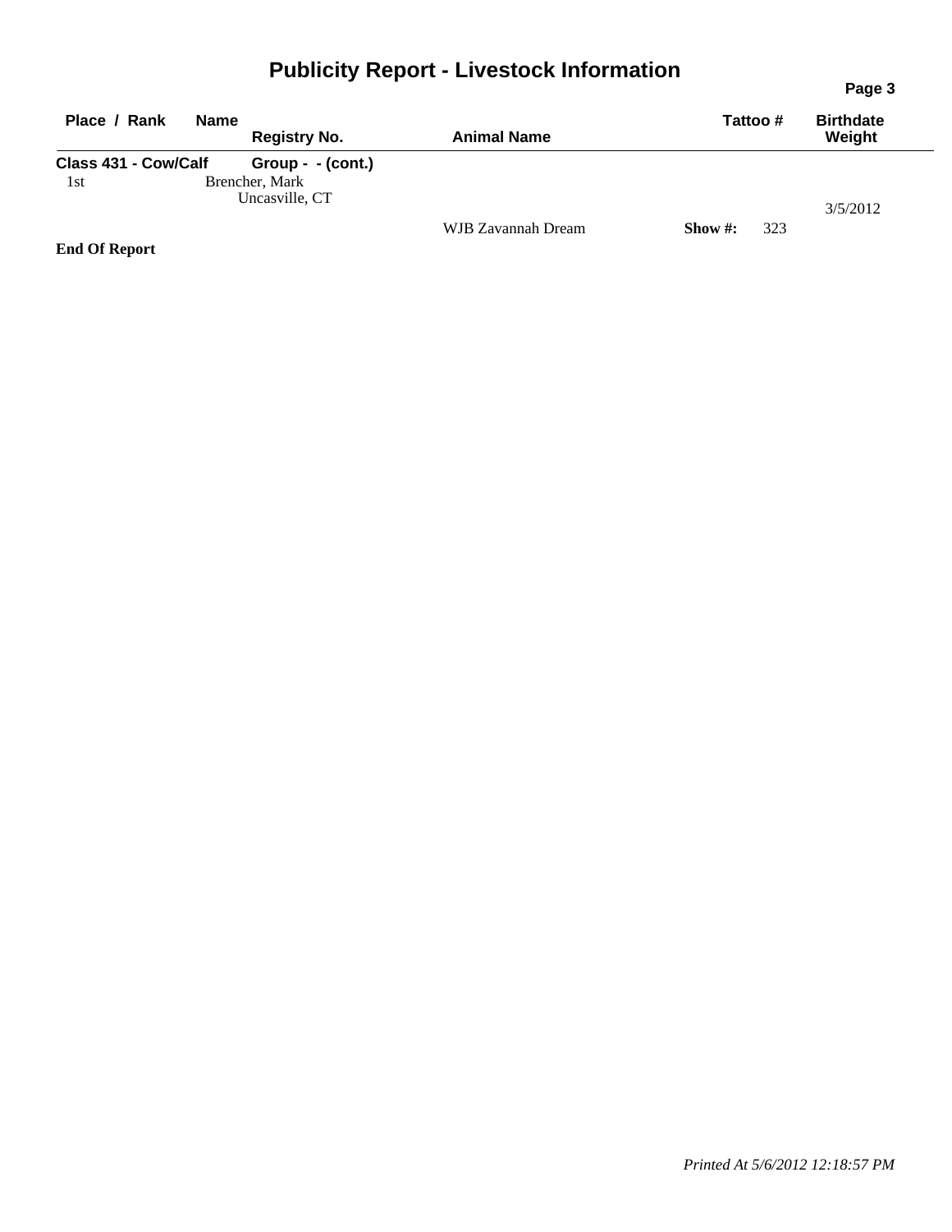# Publicity Report - Livestock Information

| Place / Rank | Name / Registry No. | Animal Name | Tattoo # | Birthdate / Weight |
| --- | --- | --- | --- | --- |
| **Class 431 - Cow/Calf** | **Group - - (cont.)** | | | |
| 1st | Brencher, Mark<br>Uncasville, CT | WJB Zavannah Dream | **Show #:** 323 | 3/5/2012 |

**End Of Report**

*Printed At 5/6/2012 12:18:57 PM*